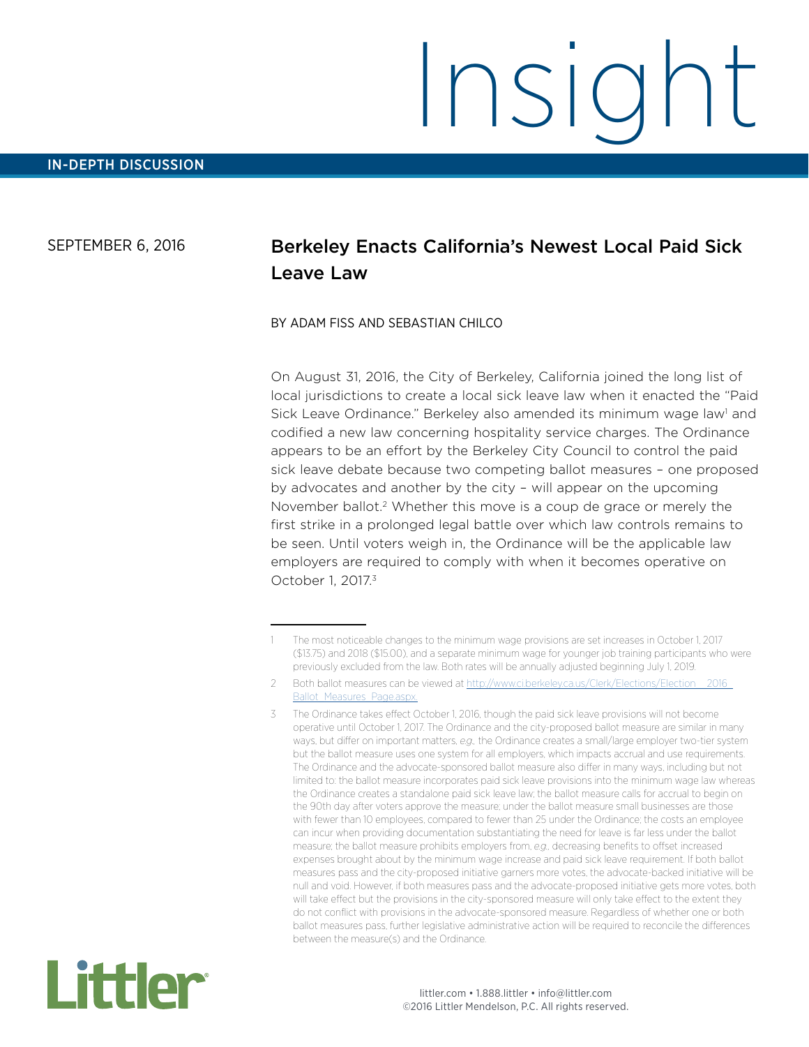# Insight

IN-DEPTH DISCUSSION

SEPTEMBER 6, 2016

## Berkeley Enacts California's Newest Local Paid Sick Leave Law

BY ADAM FISS AND SEBASTIAN CHILCO

On August 31, 2016, the City of Berkeley, California joined the long list of local jurisdictions to create a local sick leave law when it enacted the "Paid Sick Leave Ordinance." Berkeley also amended its minimum wage law[1] and codified a new law concerning hospitality service charges. The Ordinance appears to be an effort by the Berkeley City Council to control the paid sick leave debate because two competing ballot measures – one proposed by advocates and another by the city – will appear on the upcoming November ballot.[2] Whether this move is a coup de grace or merely the first strike in a prolonged legal battle over which law controls remains to be seen. Until voters weigh in, the Ordinance will be the applicable law employers are required to comply with when it becomes operative on October 1, 2017.[3]

---

1 The most noticeable changes to the minimum wage provisions are set increases in October 1, 2017 ($13.75) and 2018 ($15.00), and a separate minimum wage for younger job training participants who were previously excluded from the law. Both rates will be annually adjusted beginning July 1, 2019.

2 Both ballot measures can be viewed at http://www.ci.berkeley.ca.us/Clerk/Elections/Election__2016_Ballot_Measures_Page.aspx.

3 The Ordinance takes effect October 1, 2016, though the paid sick leave provisions will not become operative until October 1, 2017. The Ordinance and the city-proposed ballot measure are similar in many ways, but differ on important matters, *e.g.*, the Ordinance creates a small/large employer two-tier system but the ballot measure uses one system for all employers, which impacts accrual and use requirements. The Ordinance and the advocate-sponsored ballot measure also differ in many ways, including but not limited to: the ballot measure incorporates paid sick leave provisions into the minimum wage law whereas the Ordinance creates a standalone paid sick leave law; the ballot measure calls for accrual to begin on the 90th day after voters approve the measure; under the ballot measure small businesses are those with fewer than 10 employees, compared to fewer than 25 under the Ordinance; the costs an employee can incur when providing documentation substantiating the need for leave is far less under the ballot measure; the ballot measure prohibits employers from, *e.g.*, decreasing benefits to offset increased expenses brought about by the minimum wage increase and paid sick leave requirement. If both ballot measures pass and the city-proposed initiative garners more votes, the advocate-backed initiative will be null and void. However, if both measures pass and the advocate-proposed initiative gets more votes, both will take effect but the provisions in the city-sponsored measure will only take effect to the extent they do not conflict with provisions in the advocate-sponsored measure. Regardless of whether one or both ballot measures pass, further legislative administrative action will be required to reconcile the differences between the measure(s) and the Ordinance.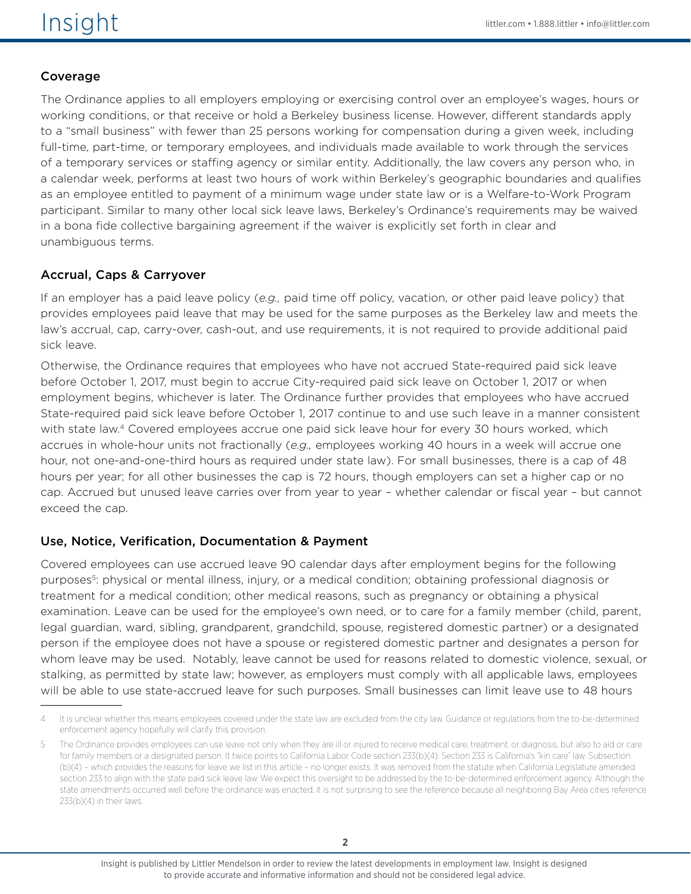### Coverage

The Ordinance applies to all employers employing or exercising control over an employee's wages, hours or working conditions, or that receive or hold a Berkeley business license. However, different standards apply to a "small business" with fewer than 25 persons working for compensation during a given week, including full-time, part-time, or temporary employees, and individuals made available to work through the services of a temporary services or staffing agency or similar entity. Additionally, the law covers any person who, in a calendar week, performs at least two hours of work within Berkeley's geographic boundaries and qualifies as an employee entitled to payment of a minimum wage under state law or is a Welfare-to-Work Program participant. Similar to many other local sick leave laws, Berkeley's Ordinance's requirements may be waived in a bona fide collective bargaining agreement if the waiver is explicitly set forth in clear and unambiguous terms.

### Accrual, Caps & Carryover

If an employer has a paid leave policy (*e.g.,* paid time off policy, vacation, or other paid leave policy) that provides employees paid leave that may be used for the same purposes as the Berkeley law and meets the law's accrual, cap, carry-over, cash-out, and use requirements, it is not required to provide additional paid sick leave.

Otherwise, the Ordinance requires that employees who have not accrued State-required paid sick leave before October 1, 2017, must begin to accrue City-required paid sick leave on October 1, 2017 or when employment begins, whichever is later. The Ordinance further provides that employees who have accrued State-required paid sick leave before October 1, 2017 continue to and use such leave in a manner consistent with state law.[4] Covered employees accrue one paid sick leave hour for every 30 hours worked, which accrues in whole-hour units not fractionally (*e.g.,* employees working 40 hours in a week will accrue one hour, not one-and-one-third hours as required under state law). For small businesses, there is a cap of 48 hours per year; for all other businesses the cap is 72 hours, though employers can set a higher cap or no cap. Accrued but unused leave carries over from year to year – whether calendar or fiscal year – but cannot exceed the cap.

### Use, Notice, Verification, Documentation & Payment

Covered employees can use accrued leave 90 calendar days after employment begins for the following purposes[5]: physical or mental illness, injury, or a medical condition; obtaining professional diagnosis or treatment for a medical condition; other medical reasons, such as pregnancy or obtaining a physical examination. Leave can be used for the employee's own need, or to care for a family member (child, parent, legal guardian, ward, sibling, grandparent, grandchild, spouse, registered domestic partner) or a designated person if the employee does not have a spouse or registered domestic partner and designates a person for whom leave may be used. Notably, leave cannot be used for reasons related to domestic violence, sexual, or stalking, as permitted by state law; however, as employers must comply with all applicable laws, employees will be able to use state-accrued leave for such purposes. Small businesses can limit leave use to 48 hours

---

4 It is unclear whether this means employees covered under the state law are excluded from the city law. Guidance or regulations from the to-be-determined enforcement agency hopefully will clarify this provision.

5 The Ordinance provides employees can use leave not only when they are ill or injured to receive medical care, treatment, or diagnosis, but also to aid or care for family members or a designated person. It twice points to California Labor Code section 233(b)(4). Section 233 is California's "kin care" law. Subsection (b)(4) – which provides the reasons for leave we list in this article – no longer exists. It was removed from the statute when California Legislature amended section 233 to align with the state paid sick leave law. We expect this oversight to be addressed by the to-be-determined enforcement agency. Although the state amendments occurred well before the ordinance was enacted, it is not surprising to see the reference because all neighboring Bay Area cities reference 233(b)(4) in their laws.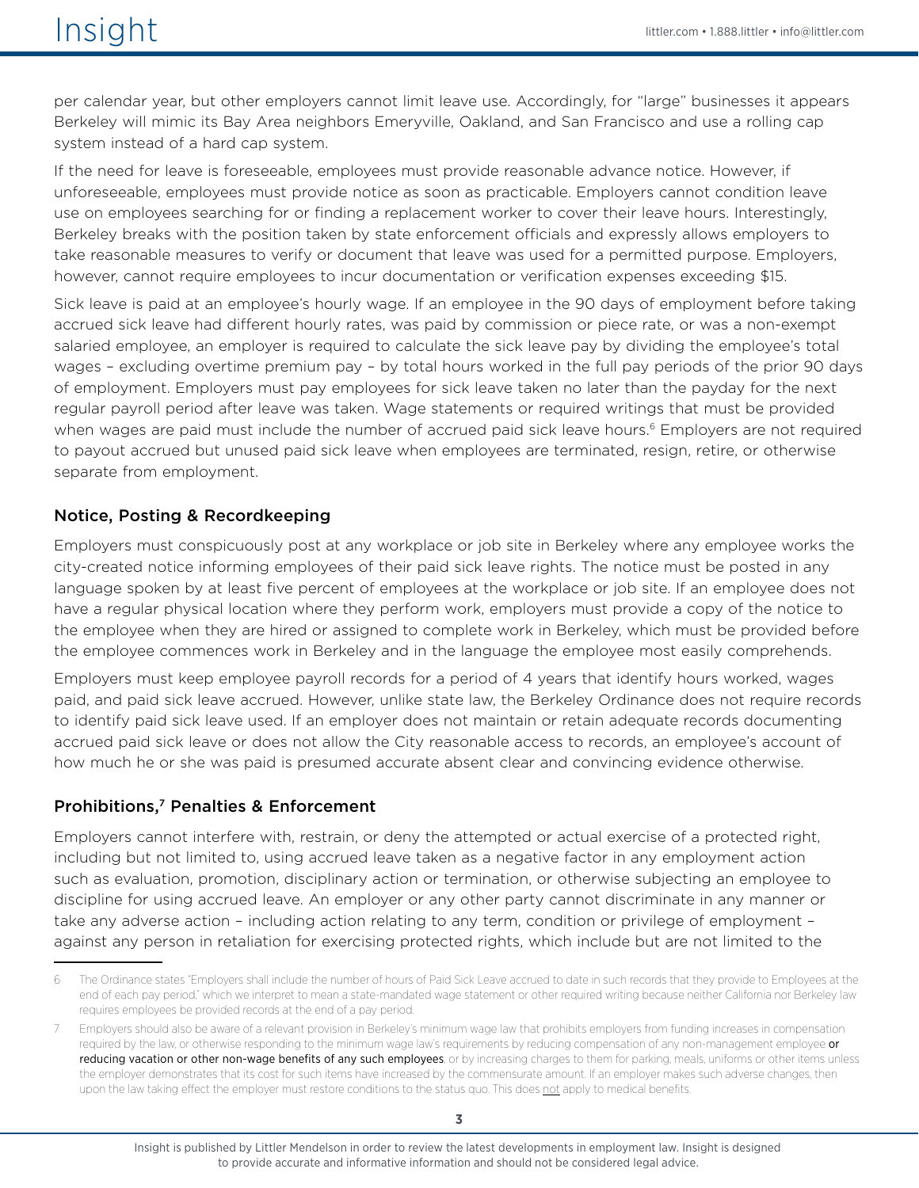per calendar year, but other employers cannot limit leave use. Accordingly, for "large" businesses it appears Berkeley will mimic its Bay Area neighbors Emeryville, Oakland, and San Francisco and use a rolling cap system instead of a hard cap system.

If the need for leave is foreseeable, employees must provide reasonable advance notice. However, if unforeseeable, employees must provide notice as soon as practicable. Employers cannot condition leave use on employees searching for or finding a replacement worker to cover their leave hours. Interestingly, Berkeley breaks with the position taken by state enforcement officials and expressly allows employers to take reasonable measures to verify or document that leave was used for a permitted purpose. Employers, however, cannot require employees to incur documentation or verification expenses exceeding $15.

Sick leave is paid at an employee's hourly wage. If an employee in the 90 days of employment before taking accrued sick leave had different hourly rates, was paid by commission or piece rate, or was a non-exempt salaried employee, an employer is required to calculate the sick leave pay by dividing the employee's total wages – excluding overtime premium pay – by total hours worked in the full pay periods of the prior 90 days of employment. Employers must pay employees for sick leave taken no later than the payday for the next regular payroll period after leave was taken. Wage statements or required writings that must be provided when wages are paid must include the number of accrued paid sick leave hours.[6] Employers are not required to payout accrued but unused paid sick leave when employees are terminated, resign, retire, or otherwise separate from employment.

### Notice, Posting & Recordkeeping

Employers must conspicuously post at any workplace or job site in Berkeley where any employee works the city-created notice informing employees of their paid sick leave rights. The notice must be posted in any language spoken by at least five percent of employees at the workplace or job site. If an employee does not have a regular physical location where they perform work, employers must provide a copy of the notice to the employee when they are hired or assigned to complete work in Berkeley, which must be provided before the employee commences work in Berkeley and in the language the employee most easily comprehends.

Employers must keep employee payroll records for a period of 4 years that identify hours worked, wages paid, and paid sick leave accrued. However, unlike state law, the Berkeley Ordinance does not require records to identify paid sick leave used. If an employer does not maintain or retain adequate records documenting accrued paid sick leave or does not allow the City reasonable access to records, an employee's account of how much he or she was paid is presumed accurate absent clear and convincing evidence otherwise.

### Prohibitions,[7] Penalties & Enforcement

Employers cannot interfere with, restrain, or deny the attempted or actual exercise of a protected right, including but not limited to, using accrued leave taken as a negative factor in any employment action such as evaluation, promotion, disciplinary action or termination, or otherwise subjecting an employee to discipline for using accrued leave. An employer or any other party cannot discriminate in any manner or take any adverse action – including action relating to any term, condition or privilege of employment – against any person in retaliation for exercising protected rights, which include but are not limited to the

---

6 The Ordinance states "Employers shall include the number of hours of Paid Sick Leave accrued to date in such records that they provide to Employees at the end of each pay period," which we interpret to mean a state-mandated wage statement or other required writing because neither California nor Berkeley law requires employees be provided records at the end of a pay period.

7 Employers should also be aware of a relevant provision in Berkeley's minimum wage law that prohibits employers from funding increases in compensation required by the law, or otherwise responding to the minimum wage law's requirements by reducing compensation of any non-management employee or reducing vacation or other non-wage benefits of any such employees, or by increasing charges to them for parking, meals, uniforms or other items unless the employer demonstrates that its cost for such items have increased by the commensurate amount. If an employer makes such adverse changes, then upon the law taking effect the employer must restore conditions to the status quo. This does not apply to medical benefits.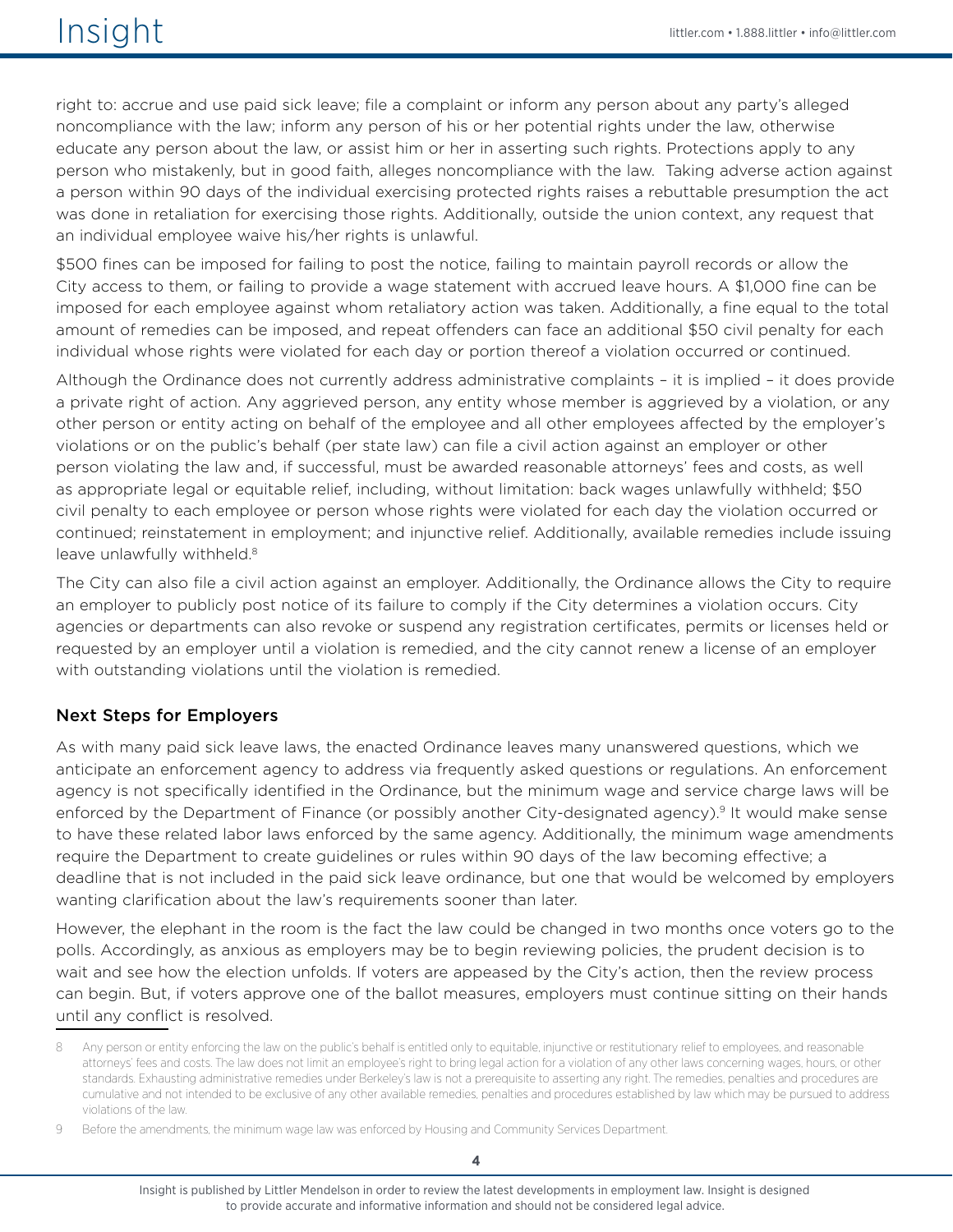right to: accrue and use paid sick leave; file a complaint or inform any person about any party's alleged noncompliance with the law; inform any person of his or her potential rights under the law, otherwise educate any person about the law, or assist him or her in asserting such rights. Protections apply to any person who mistakenly, but in good faith, alleges noncompliance with the law. Taking adverse action against a person within 90 days of the individual exercising protected rights raises a rebuttable presumption the act was done in retaliation for exercising those rights. Additionally, outside the union context, any request that an individual employee waive his/her rights is unlawful.

$500 fines can be imposed for failing to post the notice, failing to maintain payroll records or allow the City access to them, or failing to provide a wage statement with accrued leave hours. A $1,000 fine can be imposed for each employee against whom retaliatory action was taken. Additionally, a fine equal to the total amount of remedies can be imposed, and repeat offenders can face an additional $50 civil penalty for each individual whose rights were violated for each day or portion thereof a violation occurred or continued.

Although the Ordinance does not currently address administrative complaints – it is implied – it does provide a private right of action. Any aggrieved person, any entity whose member is aggrieved by a violation, or any other person or entity acting on behalf of the employee and all other employees affected by the employer's violations or on the public's behalf (per state law) can file a civil action against an employer or other person violating the law and, if successful, must be awarded reasonable attorneys' fees and costs, as well as appropriate legal or equitable relief, including, without limitation: back wages unlawfully withheld; $50 civil penalty to each employee or person whose rights were violated for each day the violation occurred or continued; reinstatement in employment; and injunctive relief. Additionally, available remedies include issuing leave unlawfully withheld.[8]

The City can also file a civil action against an employer. Additionally, the Ordinance allows the City to require an employer to publicly post notice of its failure to comply if the City determines a violation occurs. City agencies or departments can also revoke or suspend any registration certificates, permits or licenses held or requested by an employer until a violation is remedied, and the city cannot renew a license of an employer with outstanding violations until the violation is remedied.

## Next Steps for Employers

As with many paid sick leave laws, the enacted Ordinance leaves many unanswered questions, which we anticipate an enforcement agency to address via frequently asked questions or regulations. An enforcement agency is not specifically identified in the Ordinance, but the minimum wage and service charge laws will be enforced by the Department of Finance (or possibly another City-designated agency).[9] It would make sense to have these related labor laws enforced by the same agency. Additionally, the minimum wage amendments require the Department to create guidelines or rules within 90 days of the law becoming effective; a deadline that is not included in the paid sick leave ordinance, but one that would be welcomed by employers wanting clarification about the law's requirements sooner than later.

However, the elephant in the room is the fact the law could be changed in two months once voters go to the polls. Accordingly, as anxious as employers may be to begin reviewing policies, the prudent decision is to wait and see how the election unfolds. If voters are appeased by the City's action, then the review process can begin. But, if voters approve one of the ballot measures, employers must continue sitting on their hands until any conflict is resolved.

---

8 Any person or entity enforcing the law on the public's behalf is entitled only to equitable, injunctive or restitutionary relief to employees, and reasonable attorneys' fees and costs. The law does not limit an employee's right to bring legal action for a violation of any other laws concerning wages, hours, or other standards. Exhausting administrative remedies under Berkeley's law is not a prerequisite to asserting any right. The remedies, penalties and procedures are cumulative and not intended to be exclusive of any other available remedies, penalties and procedures established by law which may be pursued to address violations of the law.

9 Before the amendments, the minimum wage law was enforced by Housing and Community Services Department.